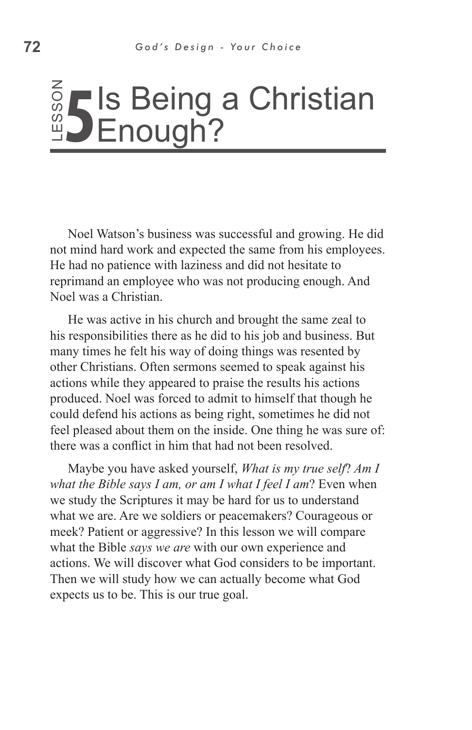# LESSON 5 Is Being a Christian Enough?

Noel Watson's business was successful and growing. He did not mind hard work and expected the same from his employees. He had no patience with laziness and did not hesitate to reprimand an employee who was not producing enough. And Noel was a Christian.

He was active in his church and brought the same zeal to his responsibilities there as he did to his job and business. But many times he felt his way of doing things was resented by other Christians. Often sermons seemed to speak against his actions while they appeared to praise the results his actions produced. Noel was forced to admit to himself that though he could defend his actions as being right, sometimes he did not feel pleased about them on the inside. One thing he was sure of: there was a conflict in him that had not been resolved.

Maybe you have asked yourself, *What is my true self*? *Am I what the Bible says I am, or am I what I feel I am*? Even when we study the Scriptures it may be hard for us to understand what we are. Are we soldiers or peacemakers? Courageous or meek? Patient or aggressive? In this lesson we will compare what the Bible *says we are* with our own experience and actions. We will discover what God considers to be important. Then we will study how we can actually become what God expects us to be. This is our true goal.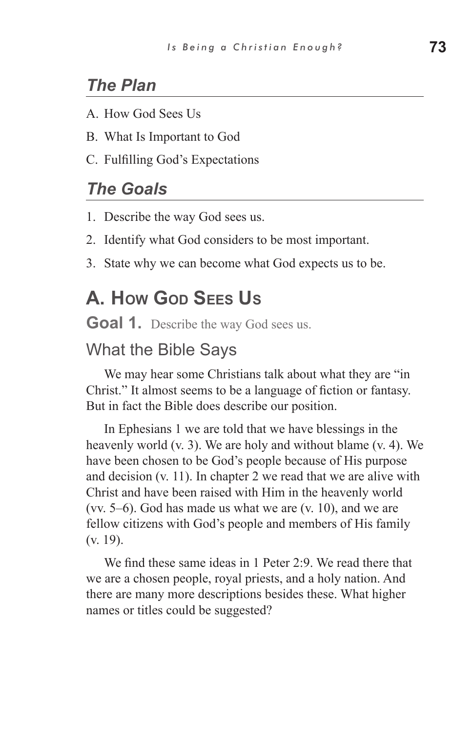## *The Plan*

A. How God Sees Us

B. What Is Important to God

C. Fulfilling God's Expectations

## *The Goals*

1. Describe the way God sees us.
2. Identify what God considers to be most important.
3. State why we can become what God expects us to be.

# A. How God Sees Us

**Goal 1.** Describe the way God sees us.

### What the Bible Says

We may hear some Christians talk about what they are "in Christ." It almost seems to be a language of fiction or fantasy. But in fact the Bible does describe our position.

In Ephesians 1 we are told that we have blessings in the heavenly world (v. 3). We are holy and without blame (v. 4). We have been chosen to be God's people because of His purpose and decision (v. 11). In chapter 2 we read that we are alive with Christ and have been raised with Him in the heavenly world (vv. 5–6). God has made us what we are (v. 10), and we are fellow citizens with God's people and members of His family (v. 19).

We find these same ideas in 1 Peter 2:9. We read there that we are a chosen people, royal priests, and a holy nation. And there are many more descriptions besides these. What higher names or titles could be suggested?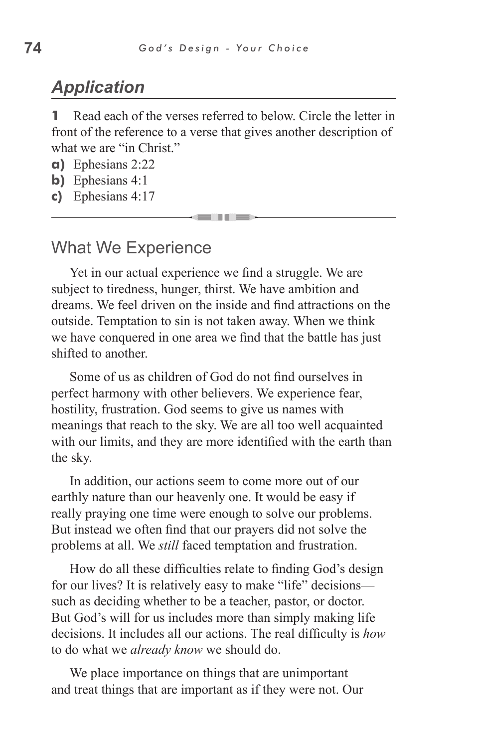## *Application*

**1** Read each of the verses referred to below. Circle the letter in front of the reference to a verse that gives another description of what we are "in Christ."

**a)** Ephesians 2:22
**b)** Ephesians 4:1
**c)** Ephesians 4:17

---

## What We Experience

Yet in our actual experience we find a struggle. We are subject to tiredness, hunger, thirst. We have ambition and dreams. We feel driven on the inside and find attractions on the outside. Temptation to sin is not taken away. When we think we have conquered in one area we find that the battle has just shifted to another.

Some of us as children of God do not find ourselves in perfect harmony with other believers. We experience fear, hostility, frustration. God seems to give us names with meanings that reach to the sky. We are all too well acquainted with our limits, and they are more identified with the earth than the sky.

In addition, our actions seem to come more out of our earthly nature than our heavenly one. It would be easy if really praying one time were enough to solve our problems. But instead we often find that our prayers did not solve the problems at all. We *still* faced temptation and frustration.

How do all these difficulties relate to finding God's design for our lives? It is relatively easy to make "life" decisions—such as deciding whether to be a teacher, pastor, or doctor. But God's will for us includes more than simply making life decisions. It includes all our actions. The real difficulty is *how* to do what we *already know* we should do.

We place importance on things that are unimportant and treat things that are important as if they were not. Our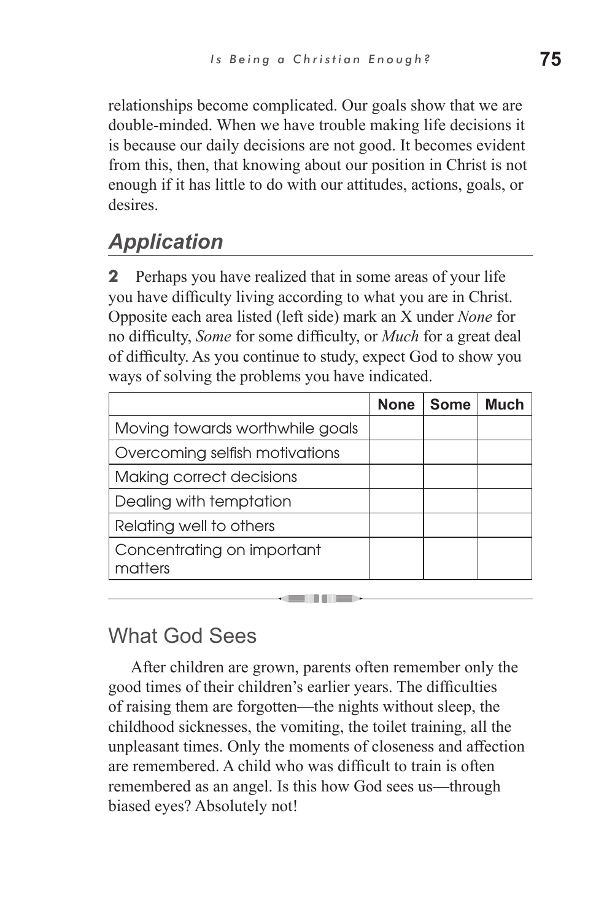relationships become complicated. Our goals show that we are double-minded. When we have trouble making life decisions it is because our daily decisions are not good. It becomes evident from this, then, that knowing about our position in Christ is not enough if it has little to do with our attitudes, actions, goals, or desires.

## *Application*

**2** Perhaps you have realized that in some areas of your life you have difficulty living according to what you are in Christ. Opposite each area listed (left side) mark an X under *None* for no difficulty, *Some* for some difficulty, or *Much* for a great deal of difficulty. As you continue to study, expect God to show you ways of solving the problems you have indicated.

| | None | Some | Much |
|---|---|---|---|
| Moving towards worthwhile goals | | | |
| Overcoming selfish motivations | | | |
| Making correct decisions | | | |
| Dealing with temptation | | | |
| Relating well to others | | | |
| Concentrating on important matters | | | |

## What God Sees

After children are grown, parents often remember only the good times of their children's earlier years. The difficulties of raising them are forgotten—the nights without sleep, the childhood sicknesses, the vomiting, the toilet training, all the unpleasant times. Only the moments of closeness and affection are remembered. A child who was difficult to train is often remembered as an angel. Is this how God sees us—through biased eyes? Absolutely not!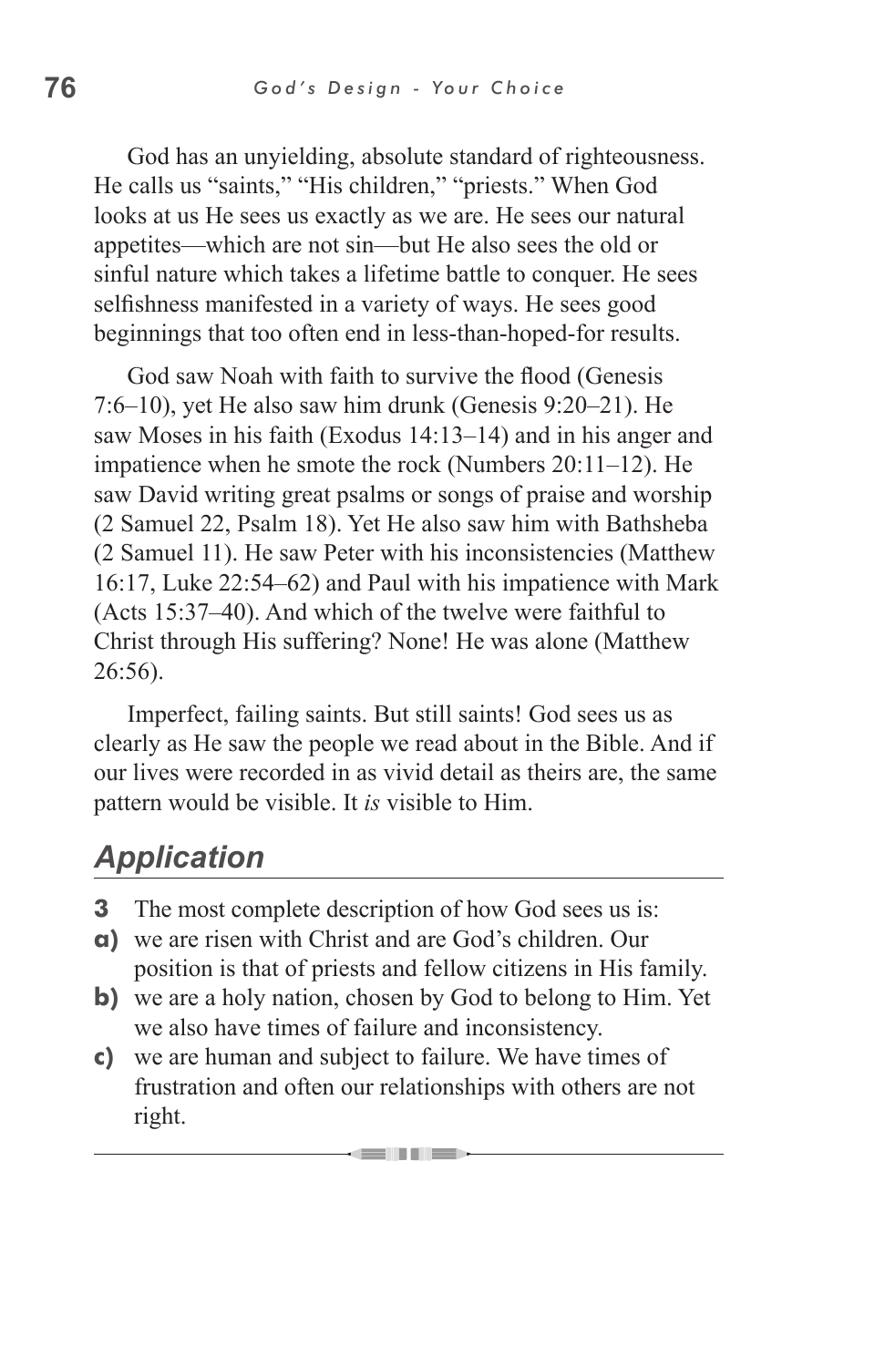God has an unyielding, absolute standard of righteousness. He calls us "saints," "His children," "priests." When God looks at us He sees us exactly as we are. He sees our natural appetites—which are not sin—but He also sees the old or sinful nature which takes a lifetime battle to conquer. He sees selfishness manifested in a variety of ways. He sees good beginnings that too often end in less-than-hoped-for results.

God saw Noah with faith to survive the flood (Genesis 7:6–10), yet He also saw him drunk (Genesis 9:20–21). He saw Moses in his faith (Exodus 14:13–14) and in his anger and impatience when he smote the rock (Numbers 20:11–12). He saw David writing great psalms or songs of praise and worship (2 Samuel 22, Psalm 18). Yet He also saw him with Bathsheba (2 Samuel 11). He saw Peter with his inconsistencies (Matthew 16:17, Luke 22:54–62) and Paul with his impatience with Mark (Acts 15:37–40). And which of the twelve were faithful to Christ through His suffering? None! He was alone (Matthew 26:56).

Imperfect, failing saints. But still saints! God sees us as clearly as He saw the people we read about in the Bible. And if our lives were recorded in as vivid detail as theirs are, the same pattern would be visible. It *is* visible to Him.

## *Application*

**3** The most complete description of how God sees us is:

**a)** we are risen with Christ and are God's children. Our position is that of priests and fellow citizens in His family.

**b)** we are a holy nation, chosen by God to belong to Him. Yet we also have times of failure and inconsistency.

**c)** we are human and subject to failure. We have times of frustration and often our relationships with others are not right.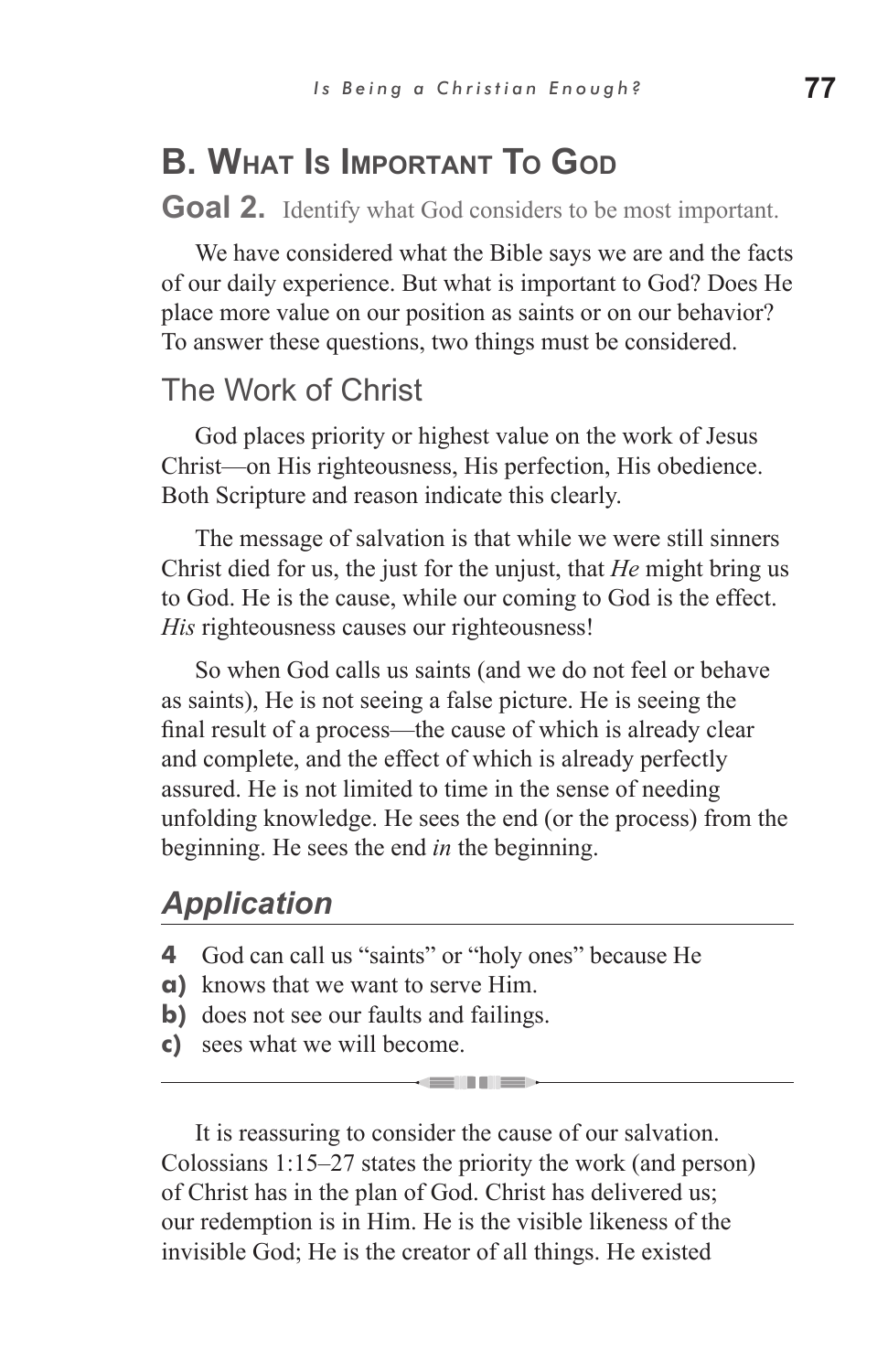## B. What Is Important To God

**Goal 2.** Identify what God considers to be most important.

We have considered what the Bible says we are and the facts of our daily experience. But what is important to God? Does He place more value on our position as saints or on our behavior? To answer these questions, two things must be considered.

### The Work of Christ

God places priority or highest value on the work of Jesus Christ—on His righteousness, His perfection, His obedience. Both Scripture and reason indicate this clearly.

The message of salvation is that while we were still sinners Christ died for us, the just for the unjust, that *He* might bring us to God. He is the cause, while our coming to God is the effect. *His* righteousness causes our righteousness!

So when God calls us saints (and we do not feel or behave as saints), He is not seeing a false picture. He is seeing the final result of a process—the cause of which is already clear and complete, and the effect of which is already perfectly assured. He is not limited to time in the sense of needing unfolding knowledge. He sees the end (or the process) from the beginning. He sees the end *in* the beginning.

### *Application*

**4** God can call us "saints" or "holy ones" because He

**a)** knows that we want to serve Him.
**b)** does not see our faults and failings.
**c)** sees what we will become.

---

It is reassuring to consider the cause of our salvation. Colossians 1:15–27 states the priority the work (and person) of Christ has in the plan of God. Christ has delivered us; our redemption is in Him. He is the visible likeness of the invisible God; He is the creator of all things. He existed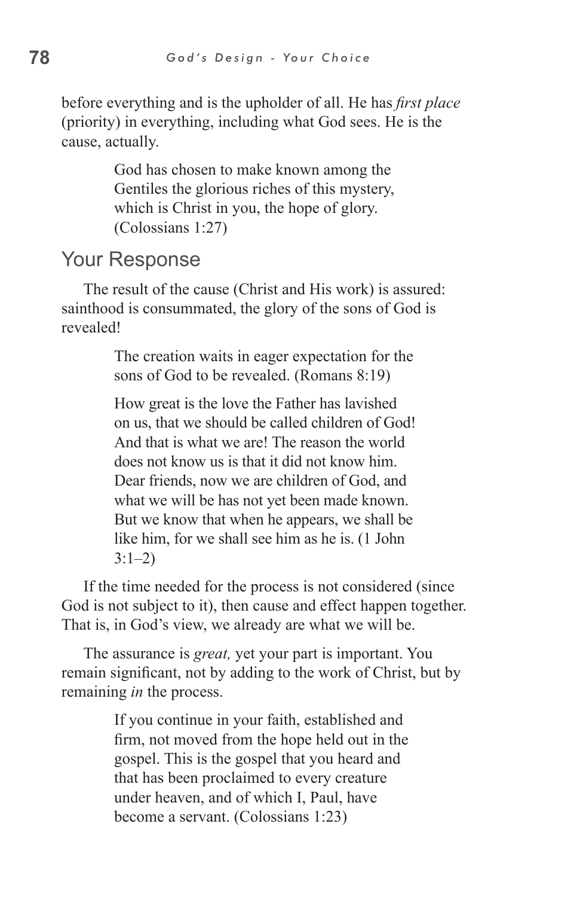before everything and is the upholder of all. He has *first place* (priority) in everything, including what God sees. He is the cause, actually.

> God has chosen to make known among the Gentiles the glorious riches of this mystery, which is Christ in you, the hope of glory. (Colossians 1:27)

## Your Response

The result of the cause (Christ and His work) is assured: sainthood is consummated, the glory of the sons of God is revealed!

> The creation waits in eager expectation for the sons of God to be revealed. (Romans 8:19)
>
> How great is the love the Father has lavished on us, that we should be called children of God! And that is what we are! The reason the world does not know us is that it did not know him. Dear friends, now we are children of God, and what we will be has not yet been made known. But we know that when he appears, we shall be like him, for we shall see him as he is. (1 John 3:1–2)

If the time needed for the process is not considered (since God is not subject to it), then cause and effect happen together. That is, in God's view, we already are what we will be.

The assurance is *great,* yet your part is important. You remain significant, not by adding to the work of Christ, but by remaining *in* the process.

> If you continue in your faith, established and firm, not moved from the hope held out in the gospel. This is the gospel that you heard and that has been proclaimed to every creature under heaven, and of which I, Paul, have become a servant. (Colossians 1:23)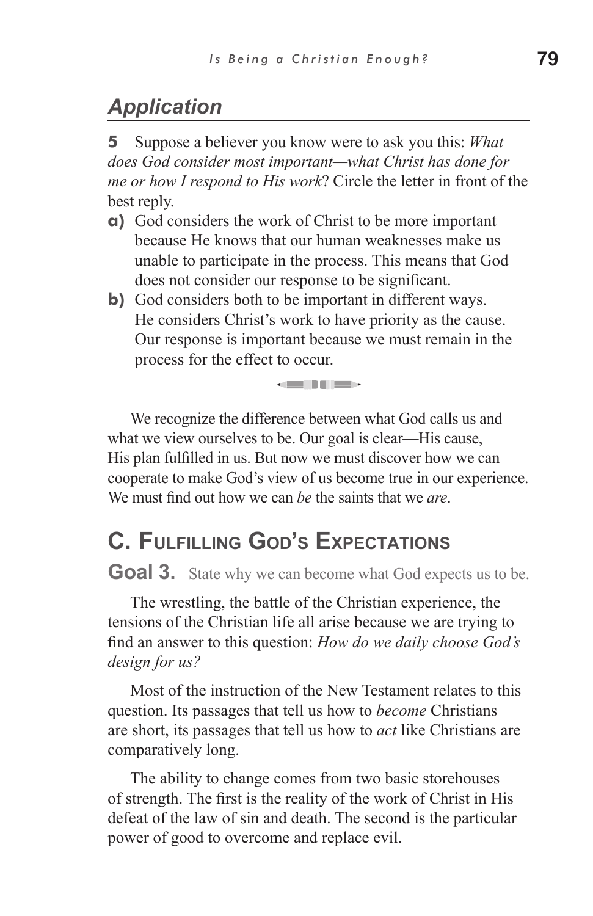## *Application*

**5** Suppose a believer you know were to ask you this: *What does God consider most important—what Christ has done for me or how I respond to His work*? Circle the letter in front of the best reply.

**a)** God considers the work of Christ to be more important because He knows that our human weaknesses make us unable to participate in the process. This means that God does not consider our response to be significant.

**b)** God considers both to be important in different ways. He considers Christ's work to have priority as the cause. Our response is important because we must remain in the process for the effect to occur.

---

We recognize the difference between what God calls us and what we view ourselves to be. Our goal is clear—His cause, His plan fulfilled in us. But now we must discover how we can cooperate to make God's view of us become true in our experience. We must find out how we can *be* the saints that we *are*.

## C. Fulfilling God's Expectations

**Goal 3.** State why we can become what God expects us to be.

The wrestling, the battle of the Christian experience, the tensions of the Christian life all arise because we are trying to find an answer to this question: *How do we daily choose God's design for us?*

Most of the instruction of the New Testament relates to this question. Its passages that tell us how to *become* Christians are short, its passages that tell us how to *act* like Christians are comparatively long.

The ability to change comes from two basic storehouses of strength. The first is the reality of the work of Christ in His defeat of the law of sin and death. The second is the particular power of good to overcome and replace evil.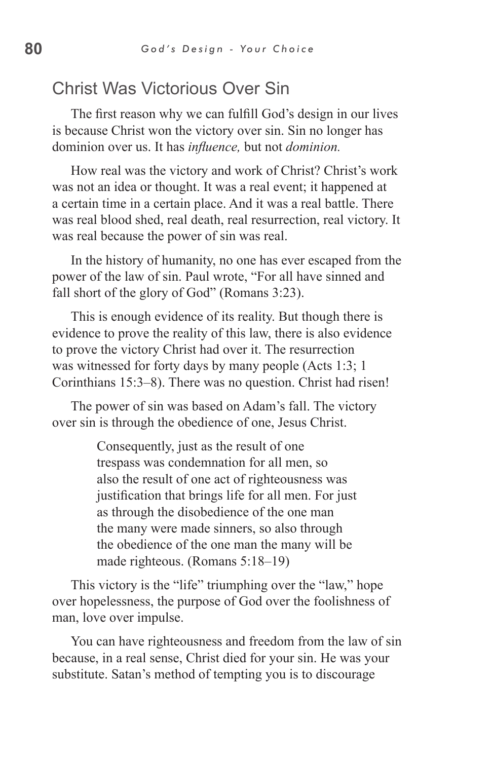## Christ Was Victorious Over Sin

The first reason why we can fulfill God's design in our lives is because Christ won the victory over sin. Sin no longer has dominion over us. It has *influence,* but not *dominion.*

How real was the victory and work of Christ? Christ's work was not an idea or thought. It was a real event; it happened at a certain time in a certain place. And it was a real battle. There was real blood shed, real death, real resurrection, real victory. It was real because the power of sin was real.

In the history of humanity, no one has ever escaped from the power of the law of sin. Paul wrote, "For all have sinned and fall short of the glory of God" (Romans 3:23).

This is enough evidence of its reality. But though there is evidence to prove the reality of this law, there is also evidence to prove the victory Christ had over it. The resurrection was witnessed for forty days by many people (Acts 1:3; 1 Corinthians 15:3–8). There was no question. Christ had risen!

The power of sin was based on Adam's fall. The victory over sin is through the obedience of one, Jesus Christ.

> Consequently, just as the result of one trespass was condemnation for all men, so also the result of one act of righteousness was justification that brings life for all men. For just as through the disobedience of the one man the many were made sinners, so also through the obedience of the one man the many will be made righteous. (Romans 5:18–19)

This victory is the "life" triumphing over the "law," hope over hopelessness, the purpose of God over the foolishness of man, love over impulse.

You can have righteousness and freedom from the law of sin because, in a real sense, Christ died for your sin. He was your substitute. Satan's method of tempting you is to discourage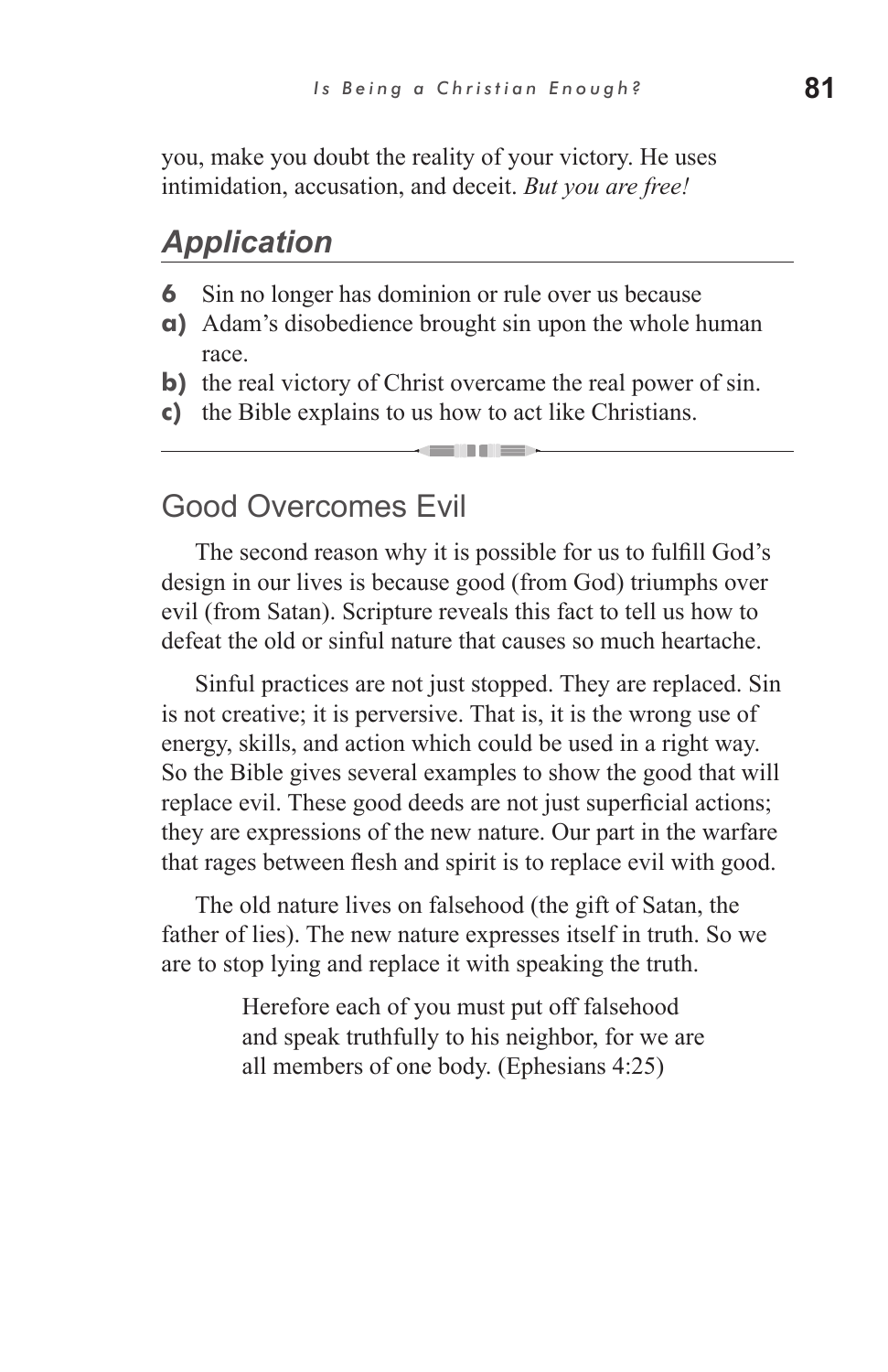you, make you doubt the reality of your victory. He uses intimidation, accusation, and deceit. *But you are free!*

## *Application*

**6** Sin no longer has dominion or rule over us because

**a)** Adam's disobedience brought sin upon the whole human race.

**b)** the real victory of Christ overcame the real power of sin.

**c)** the Bible explains to us how to act like Christians.

---

### Good Overcomes Evil

The second reason why it is possible for us to fulfill God's design in our lives is because good (from God) triumphs over evil (from Satan). Scripture reveals this fact to tell us how to defeat the old or sinful nature that causes so much heartache.

Sinful practices are not just stopped. They are replaced. Sin is not creative; it is perversive. That is, it is the wrong use of energy, skills, and action which could be used in a right way. So the Bible gives several examples to show the good that will replace evil. These good deeds are not just superficial actions; they are expressions of the new nature. Our part in the warfare that rages between flesh and spirit is to replace evil with good.

The old nature lives on falsehood (the gift of Satan, the father of lies). The new nature expresses itself in truth. So we are to stop lying and replace it with speaking the truth.

> Herefore each of you must put off falsehood and speak truthfully to his neighbor, for we are all members of one body. (Ephesians 4:25)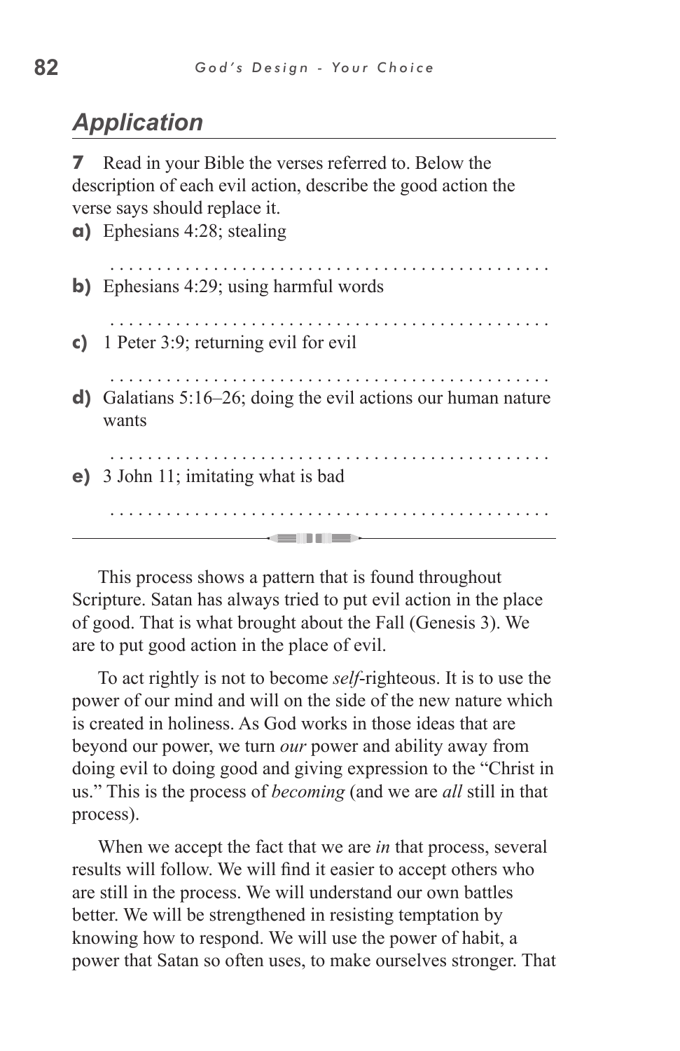## *Application*

**7** Read in your Bible the verses referred to. Below the description of each evil action, describe the good action the verse says should replace it.

**a)** Ephesians 4:28; stealing

. . . . . . . . . . . . . . . . . . . . . . . . . . . . . . . . . . . . . . . . . . . . .

**b)** Ephesians 4:29; using harmful words

. . . . . . . . . . . . . . . . . . . . . . . . . . . . . . . . . . . . . . . . . . . . .

**c)** 1 Peter 3:9; returning evil for evil

. . . . . . . . . . . . . . . . . . . . . . . . . . . . . . . . . . . . . . . . . . . . .

**d)** Galatians 5:16–26; doing the evil actions our human nature wants

. . . . . . . . . . . . . . . . . . . . . . . . . . . . . . . . . . . . . . . . . . . . .

**e)** 3 John 11; imitating what is bad

. . . . . . . . . . . . . . . . . . . . . . . . . . . . . . . . . . . . . . . . . . . . .

---

This process shows a pattern that is found throughout Scripture. Satan has always tried to put evil action in the place of good. That is what brought about the Fall (Genesis 3). We are to put good action in the place of evil.

To act rightly is not to become *self*-righteous. It is to use the power of our mind and will on the side of the new nature which is created in holiness. As God works in those ideas that are beyond our power, we turn *our* power and ability away from doing evil to doing good and giving expression to the "Christ in us." This is the process of *becoming* (and we are *all* still in that process).

When we accept the fact that we are *in* that process, several results will follow. We will find it easier to accept others who are still in the process. We will understand our own battles better. We will be strengthened in resisting temptation by knowing how to respond. We will use the power of habit, a power that Satan so often uses, to make ourselves stronger. That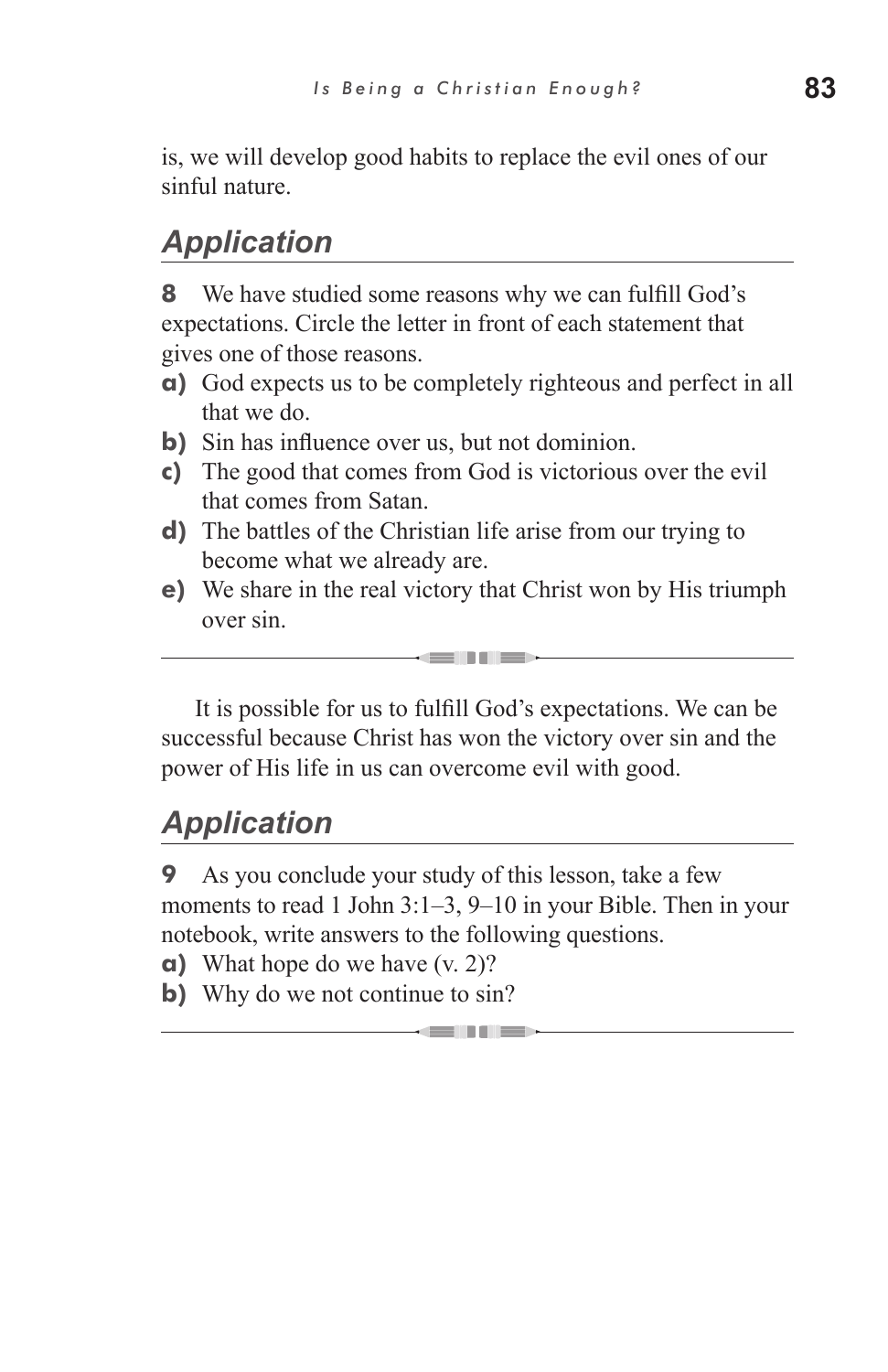is, we will develop good habits to replace the evil ones of our sinful nature.

## *Application*

**8** We have studied some reasons why we can fulfill God's expectations. Circle the letter in front of each statement that gives one of those reasons.

**a)** God expects us to be completely righteous and perfect in all that we do.
**b)** Sin has influence over us, but not dominion.
**c)** The good that comes from God is victorious over the evil that comes from Satan.
**d)** The battles of the Christian life arise from our trying to become what we already are.
**e)** We share in the real victory that Christ won by His triumph over sin.

---

It is possible for us to fulfill God's expectations. We can be successful because Christ has won the victory over sin and the power of His life in us can overcome evil with good.

## *Application*

**9** As you conclude your study of this lesson, take a few moments to read 1 John 3:1–3, 9–10 in your Bible. Then in your notebook, write answers to the following questions.

**a)** What hope do we have (v. 2)?
**b)** Why do we not continue to sin?

---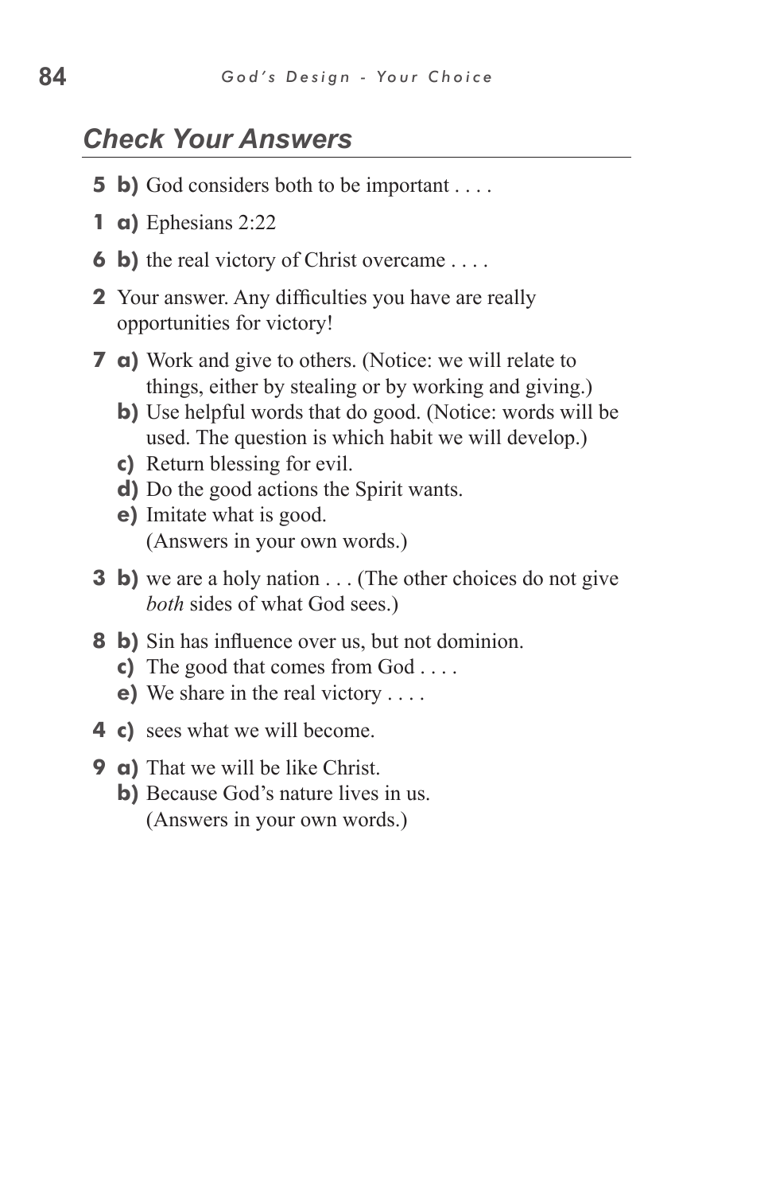## *Check Your Answers*

**5 b)** God considers both to be important . . . .

**1 a)** Ephesians 2:22

**6 b)** the real victory of Christ overcame . . . .

**2** Your answer. Any difficulties you have are really opportunities for victory!

**7 a)** Work and give to others. (Notice: we will relate to things, either by stealing or by working and giving.)

**b)** Use helpful words that do good. (Notice: words will be used. The question is which habit we will develop.)

**c)** Return blessing for evil.

**d)** Do the good actions the Spirit wants.

**e)** Imitate what is good.
(Answers in your own words.)

**3 b)** we are a holy nation . . . (The other choices do not give *both* sides of what God sees.)

**8 b)** Sin has influence over us, but not dominion.

**c)** The good that comes from God . . . .

**e)** We share in the real victory . . . .

**4 c)** sees what we will become.

**9 a)** That we will be like Christ.

**b)** Because God's nature lives in us.
(Answers in your own words.)